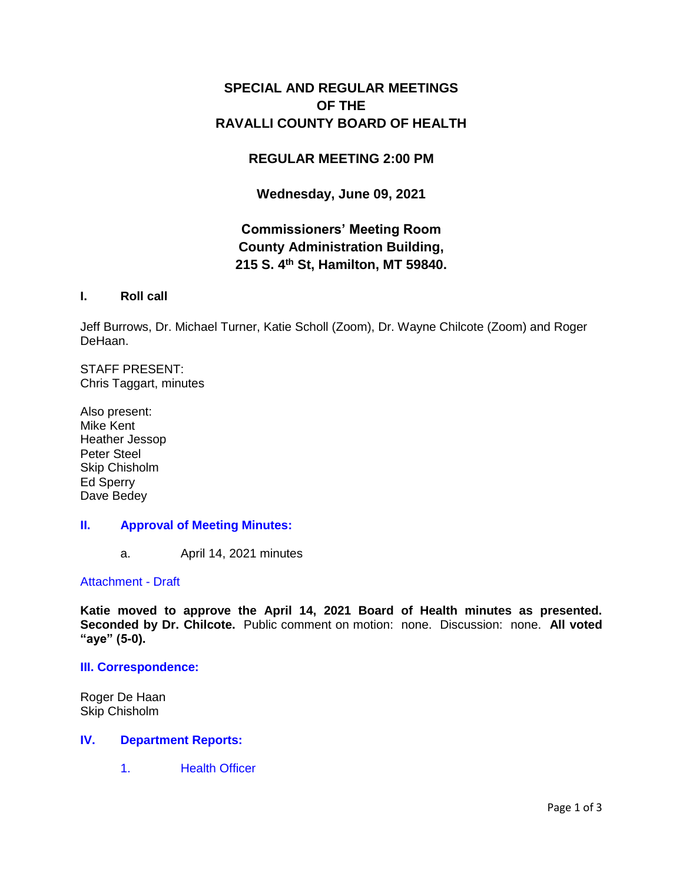# SPECIAL AND REGULAR MEETINGS OF THE RAVALLI COUNTY BOARD OF HEALTH

## REGULAR MEETING 2:00 PM

### Wednesday, June 09, 2021

### Commissioners' Meeting Room
### County Administration Building,
### 215 S. 4th St, Hamilton, MT 59840.

## I. Roll call

Jeff Burrows, Dr. Michael Turner, Katie Scholl (Zoom), Dr. Wayne Chilcote (Zoom) and Roger DeHaan.

STAFF PRESENT:
Chris Taggart, minutes

Also present:
Mike Kent
Heather Jessop
Peter Steel
Skip Chisholm
Ed Sperry
Dave Bedey

## II. Approval of Meeting Minutes:

a. April 14, 2021 minutes

Attachment - Draft

**Katie moved to approve the April 14, 2021 Board of Health minutes as presented. Seconded by Dr. Chilcote.** Public comment on motion: none. Discussion: none. **All voted "aye" (5-0).**

## III. Correspondence:

Roger De Haan
Skip Chisholm

## IV. Department Reports:

1. Health Officer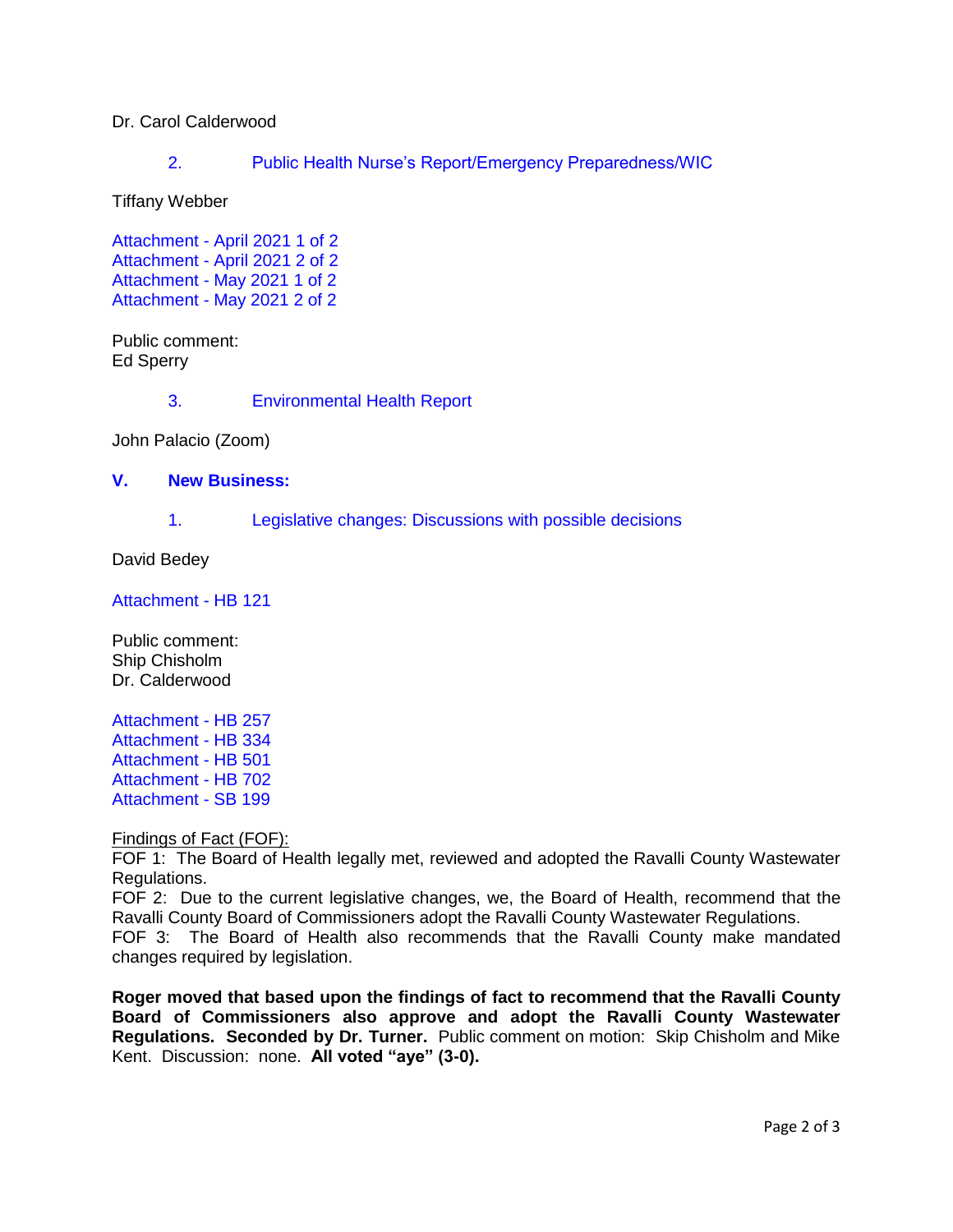Dr. Carol Calderwood

2. Public Health Nurse's Report/Emergency Preparedness/WIC

Tiffany Webber

Attachment - April 2021 1 of 2
Attachment - April 2021 2 of 2
Attachment - May 2021 1 of 2
Attachment - May 2021 2 of 2

Public comment:
Ed Sperry

3. Environmental Health Report

John Palacio (Zoom)

## V. New Business:

1. Legislative changes: Discussions with possible decisions

David Bedey

Attachment - HB 121

Public comment:
Ship Chisholm
Dr. Calderwood

Attachment - HB 257
Attachment - HB 334
Attachment - HB 501
Attachment - HB 702
Attachment - SB 199

Findings of Fact (FOF):
FOF 1: The Board of Health legally met, reviewed and adopted the Ravalli County Wastewater Regulations.
FOF 2: Due to the current legislative changes, we, the Board of Health, recommend that the Ravalli County Board of Commissioners adopt the Ravalli County Wastewater Regulations.
FOF 3: The Board of Health also recommends that the Ravalli County make mandated changes required by legislation.

**Roger moved that based upon the findings of fact to recommend that the Ravalli County Board of Commissioners also approve and adopt the Ravalli County Wastewater Regulations. Seconded by Dr. Turner.** Public comment on motion: Skip Chisholm and Mike Kent. Discussion: none. **All voted "aye" (3-0).**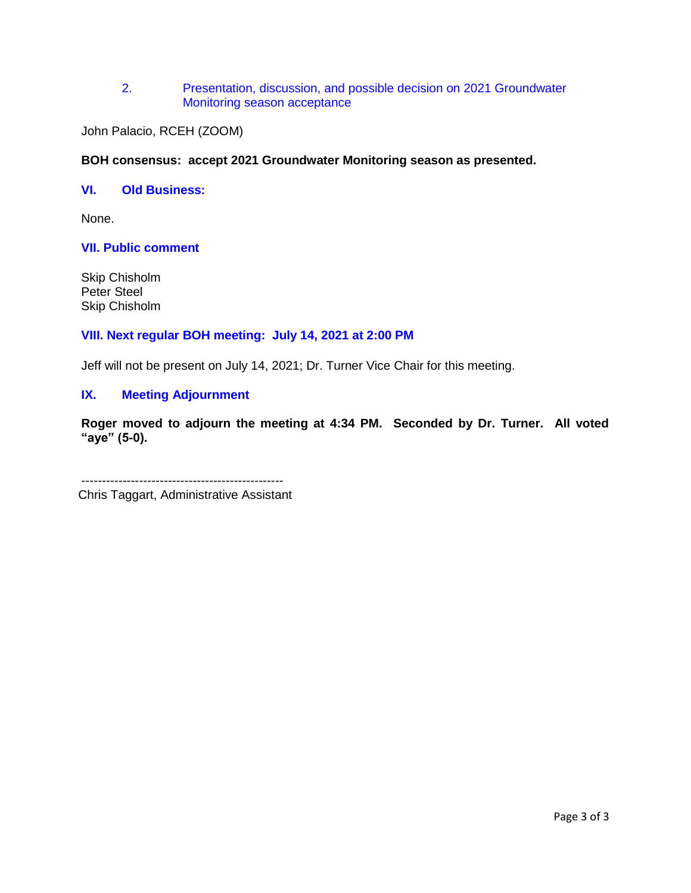2. Presentation, discussion, and possible decision on 2021 Groundwater Monitoring season acceptance

John Palacio, RCEH (ZOOM)

**BOH consensus: accept 2021 Groundwater Monitoring season as presented.**

## VI. Old Business:

None.

## VII. Public comment

Skip Chisholm
Peter Steel
Skip Chisholm

## VIII. Next regular BOH meeting: July 14, 2021 at 2:00 PM

Jeff will not be present on July 14, 2021; Dr. Turner Vice Chair for this meeting.

## IX. Meeting Adjournment

**Roger moved to adjourn the meeting at 4:34 PM. Seconded by Dr. Turner. All voted "aye" (5-0).**

-------------------------------------------------
Chris Taggart, Administrative Assistant